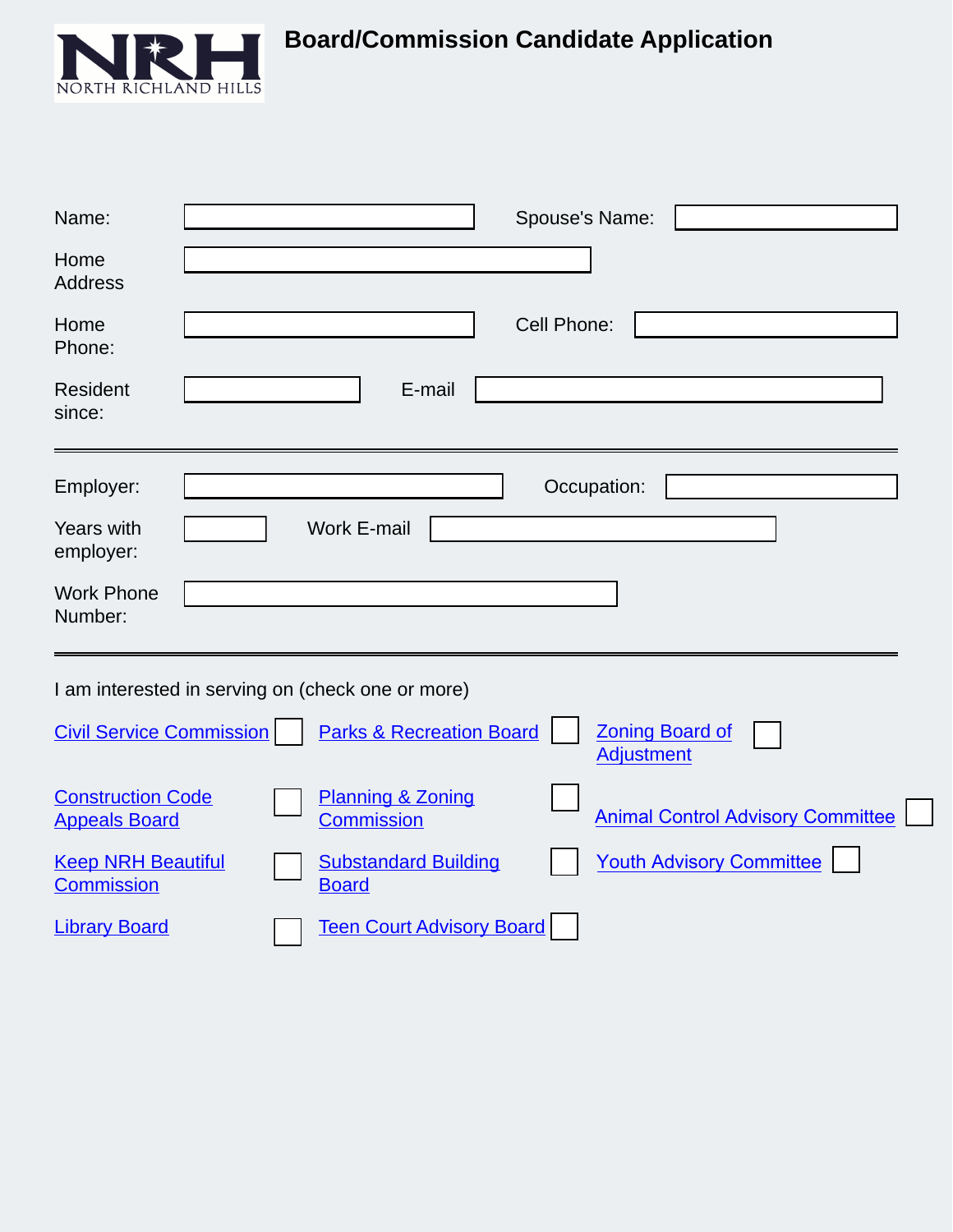NORTH RICHLAND HILLS

# Board/Commission Candidate Application

Name: ______________________ Spouse's Name: ______________________

Home Address: ______________________

Home Phone: ______________________ Cell Phone: ______________________

Resident since: ______________ E-mail ______________________

---

Employer: ______________________ Occupation: ______________________

Years with employer: ________ Work E-mail ______________________

Work Phone Number: ______________________

---

I am interested in serving on (check one or more)

- [ ] Civil Service Commission
- [ ] Parks & Recreation Board
- [ ] Zoning Board of Adjustment
- [ ] Construction Code Appeals Board
- [ ] Planning & Zoning Commission
- [ ] Animal Control Advisory Committee
- [ ] Keep NRH Beautiful Commission
- [ ] Substandard Building Board
- [ ] Youth Advisory Committee
- [ ] Library Board
- [ ] Teen Court Advisory Board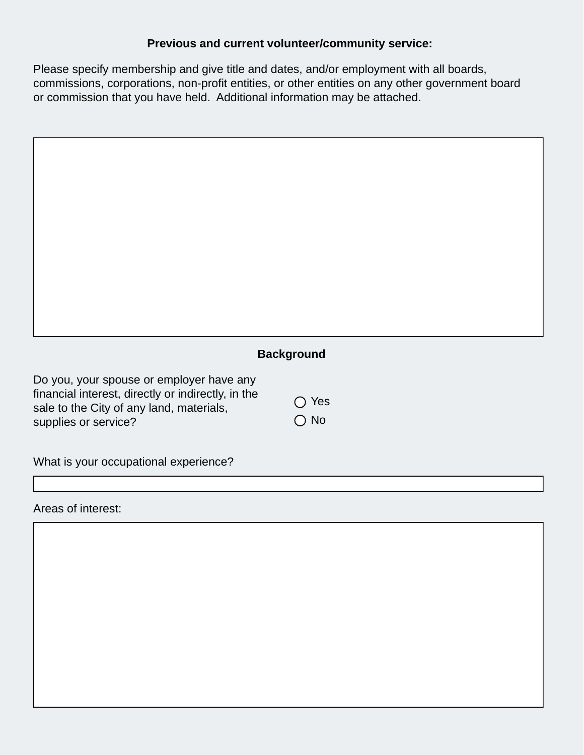**Previous and current volunteer/community service:**

Please specify membership and give title and dates, and/or employment with all boards, commissions, corporations, non-profit entities, or other entities on any other government board or commission that you have held. Additional information may be attached.

## Background

Do you, your spouse or employer have any financial interest, directly or indirectly, in the sale to the City of any land, materials, supplies or service?

- ○ Yes
- ○ No

What is your occupational experience?

Areas of interest: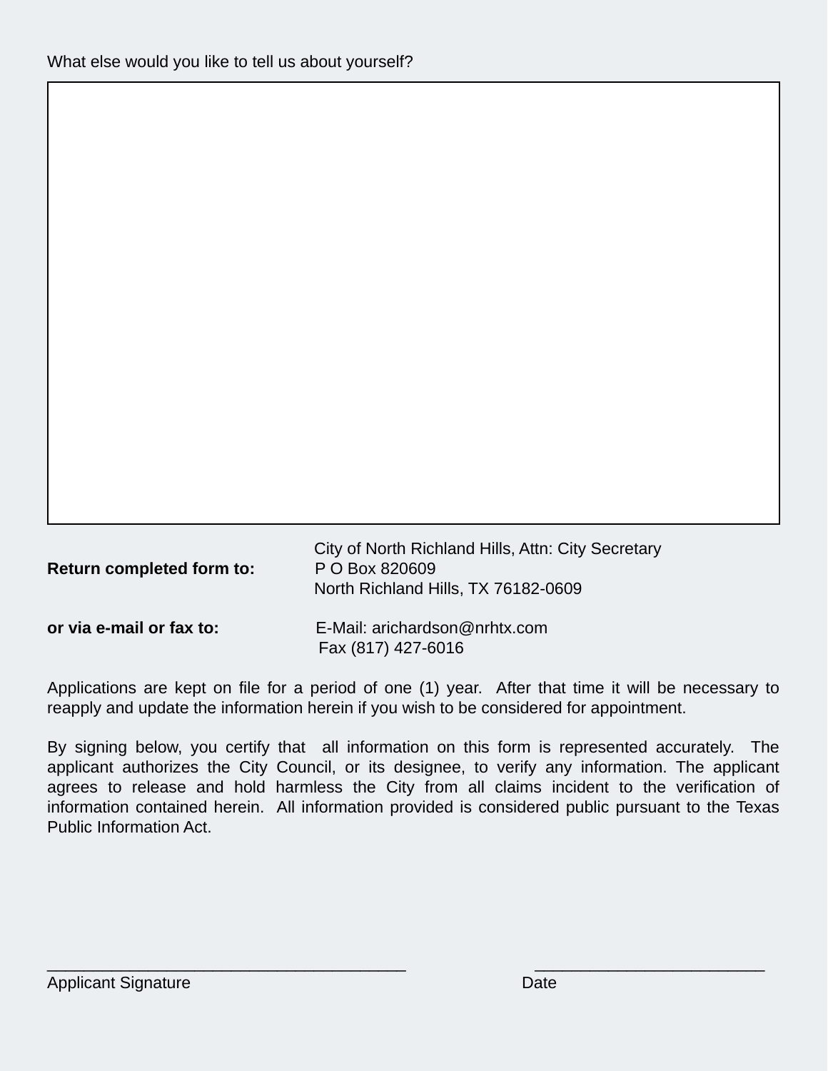What else would you like to tell us about yourself?

| |
|---|
| |

**Return completed form to:**

City of North Richland Hills, Attn: City Secretary
P O Box 820609
North Richland Hills, TX 76182-0609

**or via e-mail or fax to:**

E-Mail: arichardson@nrhtx.com
Fax (817) 427-6016

Applications are kept on file for a period of one (1) year. After that time it will be necessary to reapply and update the information herein if you wish to be considered for appointment.

By signing below, you certify that all information on this form is represented accurately. The applicant authorizes the City Council, or its designee, to verify any information. The applicant agrees to release and hold harmless the City from all claims incident to the verification of information contained herein. All information provided is considered public pursuant to the Texas Public Information Act.

\_\_\_\_\_\_\_\_\_\_\_\_\_\_\_\_\_\_\_\_\_\_\_\_\_\_\_\_\_\_\_\_\_\_\_\_\_\_\_\_ \_\_\_\_\_\_\_\_\_\_\_\_\_\_\_\_\_\_\_\_\_\_\_\_\_\_
Applicant Signature Date